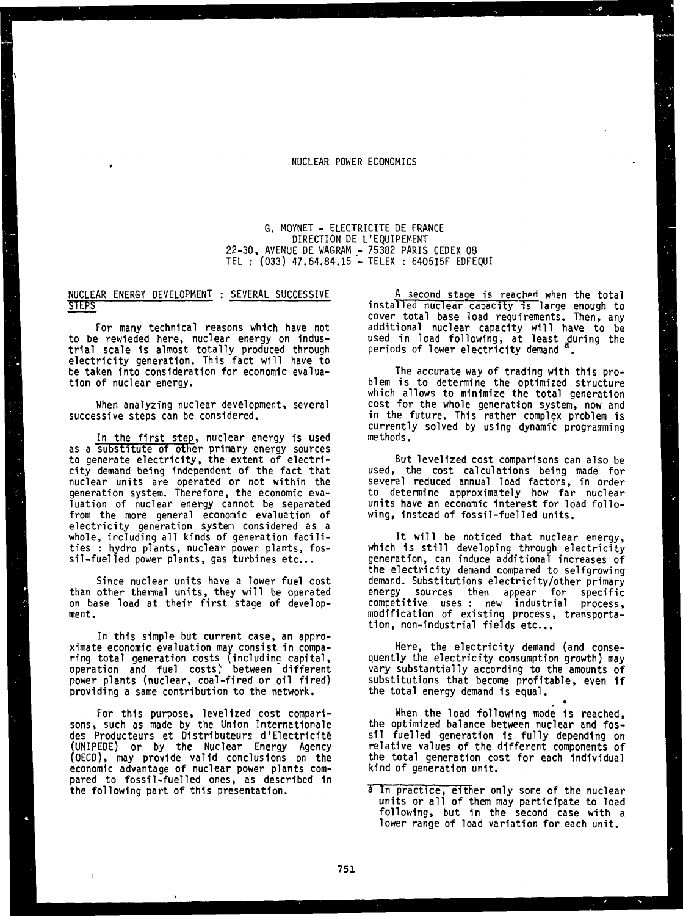# NUCLEAR POWER ECONOMICS

G. MOYNET - ELECTRICITE DE FRANCE
DIRECTION DE L'EQUIPEMENT
22-30, AVENUE DE WAGRAM - 75382 PARIS CEDEX 08
TEL : (033) 47.64.84.15 - TELEX : 640515F EDFEQUI

## NUCLEAR ENERGY DEVELOPMENT : SEVERAL SUCCESSIVE STEPS

For many technical reasons which have not to be rewieded here, nuclear energy on industrial scale is almost totally produced through electricity generation. This fact will have to be taken into consideration for economic evaluation of nuclear energy.

When analyzing nuclear development, several successive steps can be considered.

In the first step, nuclear energy is used as a substitute of other primary energy sources to generate electricity, the extent of electricity demand being independent of the fact that nuclear units are operated or not within the generation system. Therefore, the economic evaluation of nuclear energy cannot be separated from the more general economic evaluation of electricity generation system considered as a whole, including all kinds of generation facilities : hydro plants, nuclear power plants, fossil-fuelled power plants, gas turbines etc...

Since nuclear units have a lower fuel cost than other thermal units, they will be operated on base load at their first stage of development.

In this simple but current case, an approximate economic evaluation may consist in comparing total generation costs (including capital, operation and fuel costs) between different power plants (nuclear, coal-fired or oil fired) providing a same contribution to the network.

For this purpose, levelized cost comparisons, such as made by the Union Internationale des Producteurs et Distributeurs d'Electricité (UNIPEDE) or by the Nuclear Energy Agency (OECD), may provide valid conclusions on the economic advantage of nuclear power plants compared to fossil-fuelled ones, as described in the following part of this presentation.

A second stage is reached when the total installed nuclear capacity is large enough to cover total base load requirements. Then, any additional nuclear capacity will have to be used in load following, at least during the periods of lower electricity demand [a].

The accurate way of trading with this problem is to determine the optimized structure which allows to minimize the total generation cost for the whole generation system, now and in the future. This rather complex problem is currently solved by using dynamic programming methods.

But levelized cost comparisons can also be used, the cost calculations being made for several reduced annual load factors, in order to determine approximately how far nuclear units have an economic interest for load following, instead of fossil-fuelled units.

It will be noticed that nuclear energy, which is still developing through electricity generation, can induce additional increases of the electricity demand compared to selfgrowing demand. Substitutions electricity/other primary energy sources then appear for specific competitive uses : new industrial process, modification of existing process, transportation, non-industrial fields etc...

Here, the electricity demand (and consequently the electricity consumption growth) may vary substantially according to the amounts of substitutions that become profitable, even if the total energy demand is equal.

When the load following mode is reached, the optimized balance between nuclear and fossil fuelled generation is fully depending on relative values of the different components of the total generation cost for each individual kind of generation unit.

[a] In practice, either only some of the nuclear units or all of them may participate to load following, but in the second case with a lower range of load variation for each unit.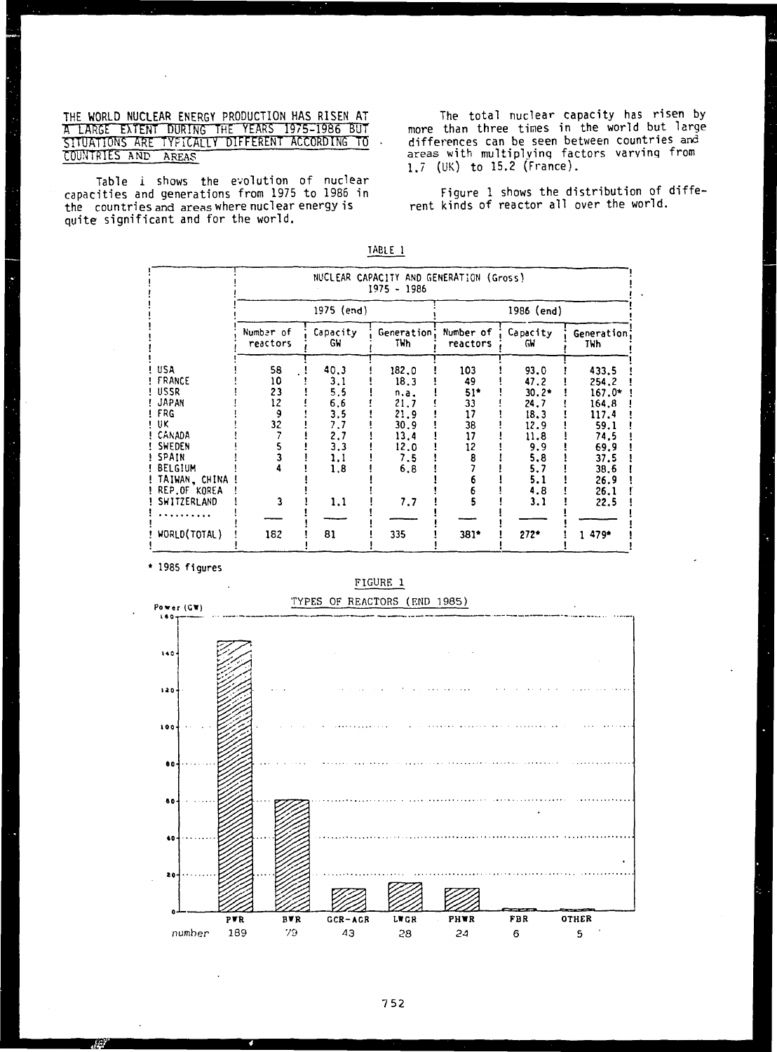THE WORLD NUCLEAR ENERGY PRODUCTION HAS RISEN AT A LARGE EXTENT DURING THE YEARS 1975-1986 BUT SITUATIONS ARE TYPICALLY DIFFERENT ACCORDING TO COUNTRIES AND AREAS

Table 1 shows the evolution of nuclear capacities and generations from 1975 to 1986 in the countries and areas where nuclear energy is quite significant and for the world.

The total nuclear capacity has risen by more than three times in the world but large differences can be seen between countries and areas with multiplying factors varying from 1.7 (UK) to 15.2 (France).

Figure 1 shows the distribution of different kinds of reactor all over the world.

TABLE 1

| | NUCLEAR CAPACITY AND GENERATION (Gross) 1975 - 1986 | | | | | |
|---|---|---|---|---|---|---|
| | 1975 (end) | | | 1986 (end) | | |
| | Number of reactors | Capacity GW | Generation TWh | Number of reactors | Capacity GW | Generation TWh |
| USA | 58 | 40.3 | 182.0 | 103 | 93.0 | 433.5 |
| FRANCE | 10 | 3.1 | 18.3 | 49 | 47.2 | 254.2 |
| USSR | 23 | 5.5 | n.a. | 51* | 30.2* | 167.0* |
| JAPAN | 12 | 6.6 | 21.7 | 33 | 24.7 | 164.8 |
| FRG | 9 | 3.5 | 21.9 | 17 | 18.3 | 117.4 |
| UK | 32 | 7.7 | 30.9 | 38 | 12.9 | 59.1 |
| CANADA | 7 | 2.7 | 13.4 | 17 | 11.8 | 74.5 |
| SWEDEN | 5 | 3.3 | 12.0 | 12 | 9.9 | 69.9 |
| SPAIN | 3 | 1.1 | 7.5 | 8 | 5.8 | 37.5 |
| BELGIUM | 4 | 1.8 | 6.8 | 7 | 5.7 | 38.6 |
| TAIWAN, CHINA | | | | 6 | 5.1 | 26.9 |
| REP.OF KOREA | | | | 6 | 4.8 | 26.1 |
| SWITZERLAND | 3 | 1.1 | 7.7 | 5 | 3.1 | 22.5 |
| .......... | | | | | | |
| WORLD(TOTAL) | 182 | 81 | 335 | 381* | 272* | 1 479* |

\* 1985 figures

FIGURE 1

TYPES OF REACTORS (END 1985)

| Type | PWR | BWR | GCR-AGR | LWGR | PHWR | FBR | OTHER |
|---|---|---|---|---|---|---|---|
| number | 189 | 79 | 43 | 28 | 24 | 6 | 5 |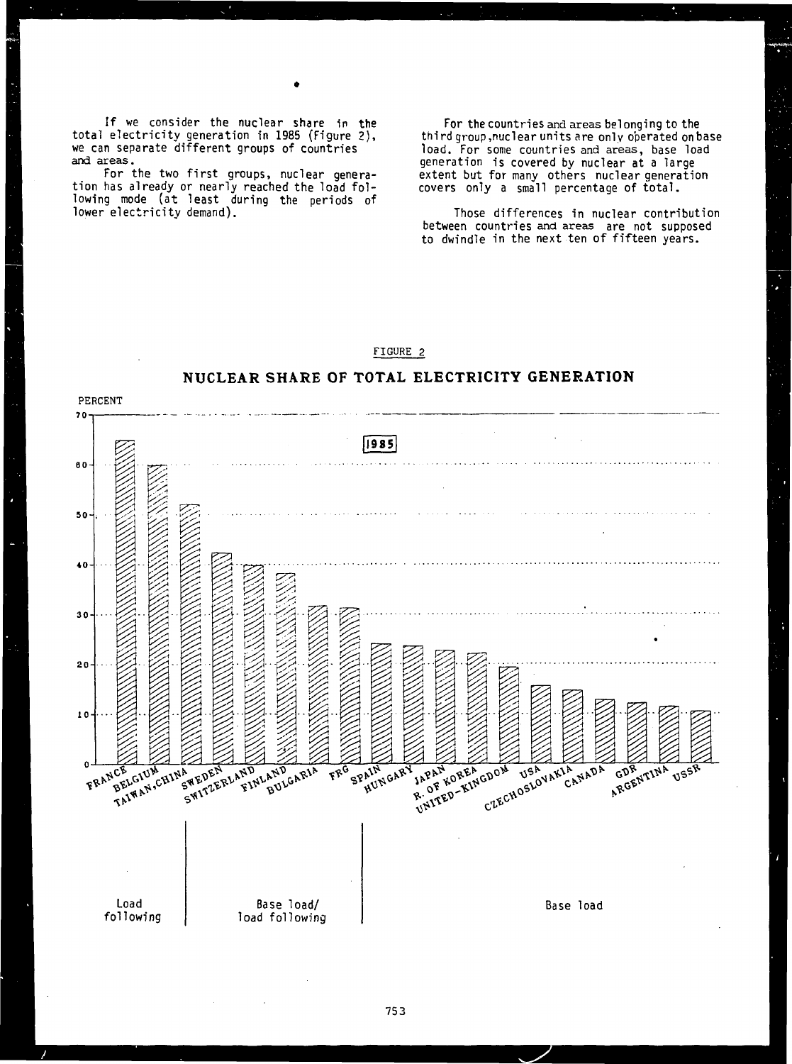If we consider the nuclear share in the total electricity generation in 1985 (Figure 2), we can separate different groups of countries and areas.

For the two first groups, nuclear generation has already or nearly reached the load following mode (at least during the periods of lower electricity demand).

For the countries and areas belonging to the third group, nuclear units are only operated on base load. For some countries and areas, base load generation is covered by nuclear at a large extent but for many others nuclear generation covers only a small percentage of total.

Those differences in nuclear contribution between countries and areas are not supposed to dwindle in the next ten of fifteen years.

FIGURE 2

**NUCLEAR SHARE OF TOTAL ELECTRICITY GENERATION**

PERCENT

1985

FRANCE, BELGIUM, TAIWAN, CHINA, SWEDEN, SWITZERLAND, FINLAND, BULGARIA, FRG, SPAIN, HUNGARY, JAPAN, R. OF KOREA, UNITED-KINGDOM, USA, CZECHOSLOVAKIA, CANADA, GDR, ARGENTINA, USSR

Load following | Base load/ load following | Base load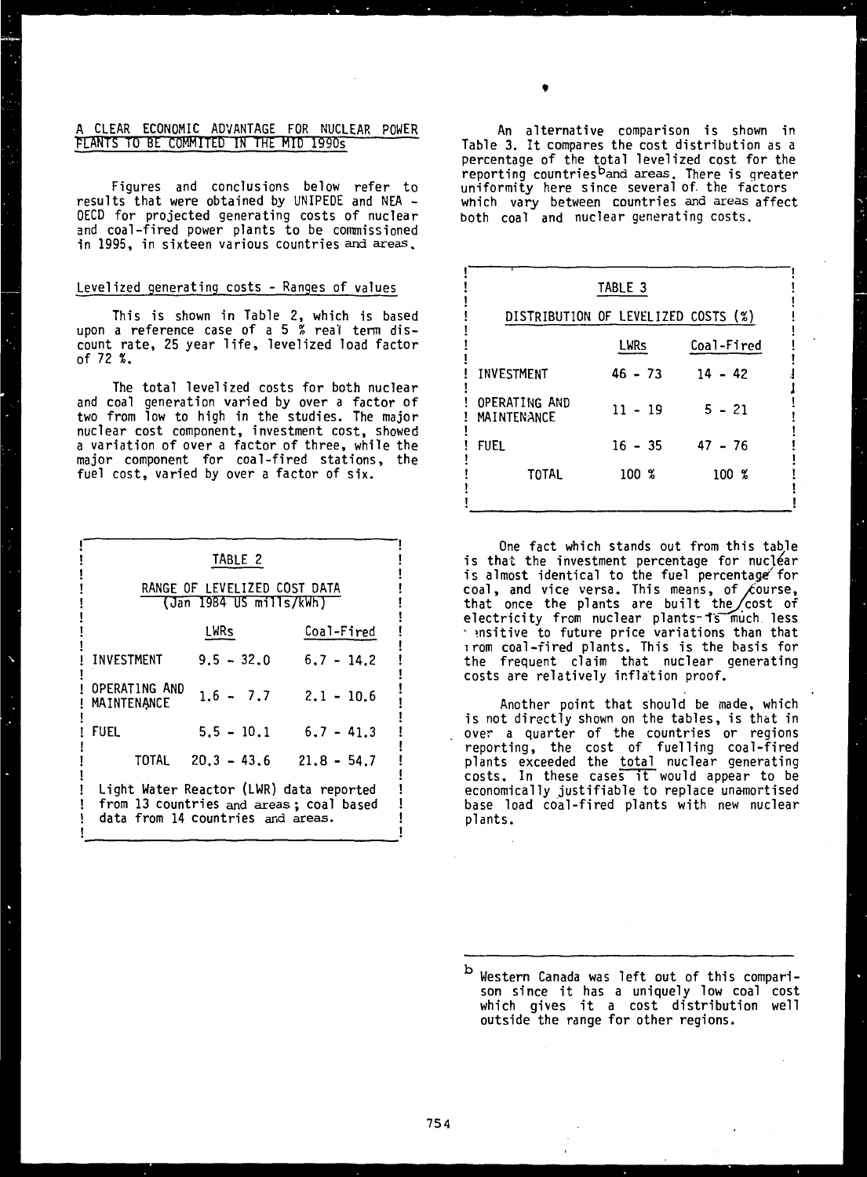## A CLEAR ECONOMIC ADVANTAGE FOR NUCLEAR POWER PLANTS TO BE COMMITED IN THE MID 1990s

Figures and conclusions below refer to results that were obtained by UNIPEDE and NEA - OECD for projected generating costs of nuclear and coal-fired power plants to be commissioned in 1995, in sixteen various countries and areas.

### Levelized generating costs - Ranges of values

This is shown in Table 2, which is based upon a reference case of a 5 % real term discount rate, 25 year life, levelized load factor of 72 %.

The total levelized costs for both nuclear and coal generation varied by over a factor of two from low to high in the studies. The major nuclear cost component, investment cost, showed a variation of over a factor of three, while the major component for coal-fired stations, the fuel cost, varied by over a factor of six.

**TABLE 2**

**RANGE OF LEVELIZED COST DATA (Jan 1984 US mills/kWh)**

| | LWRs | Coal-Fired |
|---|---|---|
| INVESTMENT | 9.5 - 32.0 | 6.7 - 14.2 |
| OPERATING AND MAINTENANCE | 1.6 - 7.7 | 2.1 - 10.6 |
| FUEL | 5.5 - 10.1 | 6.7 - 41.3 |
| TOTAL | 20.3 - 43.6 | 21.8 - 54.7 |

Light Water Reactor (LWR) data reported from 13 countries and areas; coal based data from 14 countries and areas.

An alternative comparison is shown in Table 3. It compares the cost distribution as a percentage of the total levelized cost for the reporting countries[b] and areas. There is greater uniformity here since several of the factors which vary between countries and areas affect both coal and nuclear generating costs.

**TABLE 3**

**DISTRIBUTION OF LEVELIZED COSTS (%)**

| | LWRs | Coal-Fired |
|---|---|---|
| INVESTMENT | 46 - 73 | 14 - 42 |
| OPERATING AND MAINTENANCE | 11 - 19 | 5 - 21 |
| FUEL | 16 - 35 | 47 - 76 |
| TOTAL | 100 % | 100 % |

One fact which stands out from this table is that the investment percentage for nuclear is almost identical to the fuel percentage for coal, and vice versa. This means, of course, that once the plants are built the cost of electricity from nuclear plants is much less sensitive to future price variations than that from coal-fired plants. This is the basis for the frequent claim that nuclear generating costs are relatively inflation proof.

Another point that should be made, which is not directly shown on the tables, is that in over a quarter of the countries or regions reporting, the cost of fuelling coal-fired plants exceeded the total nuclear generating costs. In these cases it would appear to be economically justifiable to replace unamortised base load coal-fired plants with new nuclear plants.

---

[b] Western Canada was left out of this comparison since it has a uniquely low coal cost which gives it a cost distribution well outside the range for other regions.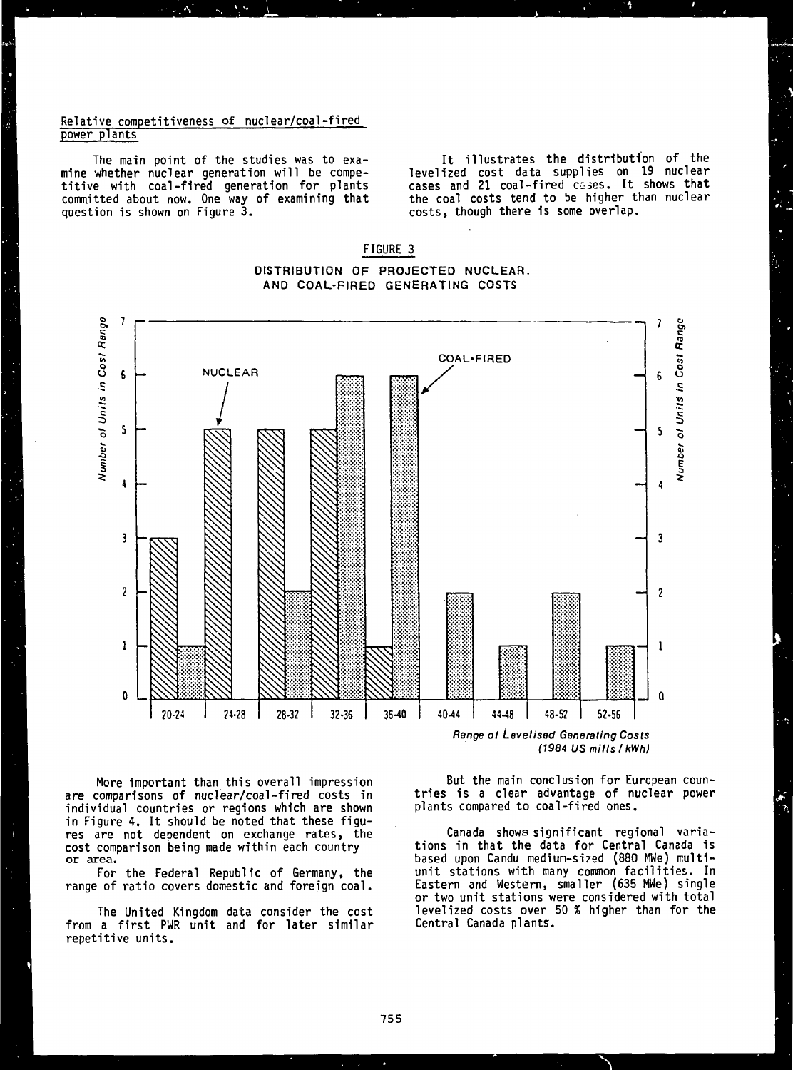Relative competitiveness of nuclear/coal-fired power plants

The main point of the studies was to examine whether nuclear generation will be competitive with coal-fired generation for plants committed about now. One way of examining that question is shown on Figure 3.

It illustrates the distribution of the levelized cost data supplies on 19 nuclear cases and 21 coal-fired cases. It shows that the coal costs tend to be higher than nuclear costs, though there is some overlap.

FIGURE 3

DISTRIBUTION OF PROJECTED NUCLEAR AND COAL-FIRED GENERATING COSTS

| Range of Levelised Generating Costs (1984 US mills / kWh) | Nuclear (Number of Units in Cost Range) | Coal-fired (Number of Units in Cost Range) |
|---|---|---|
| 20-24 | 3 | 1 |
| 24-28 | 5 | 0 |
| 28-32 | 5 | 2 |
| 32-36 | 5 | 6 |
| 36-40 | 1 | 6 |
| 40-44 | 0 | 2 |
| 44-48 | 0 | 1 |
| 48-52 | 0 | 2 |
| 52-56 | 0 | 1 |

More important than this overall impression are comparisons of nuclear/coal-fired costs in individual countries or regions which are shown in Figure 4. It should be noted that these figures are not dependent on exchange rates, the cost comparison being made within each country or area.

For the Federal Republic of Germany, the range of ratio covers domestic and foreign coal.

The United Kingdom data consider the cost from a first PWR unit and for later similar repetitive units.

But the main conclusion for European countries is a clear advantage of nuclear power plants compared to coal-fired ones.

Canada shows significant regional variations in that the data for Central Canada is based upon Candu medium-sized (880 MWe) multi-unit stations with many common facilities. In Eastern and Western, smaller (635 MWe) single or two unit stations were considered with total levelized costs over 50 % higher than for the Central Canada plants.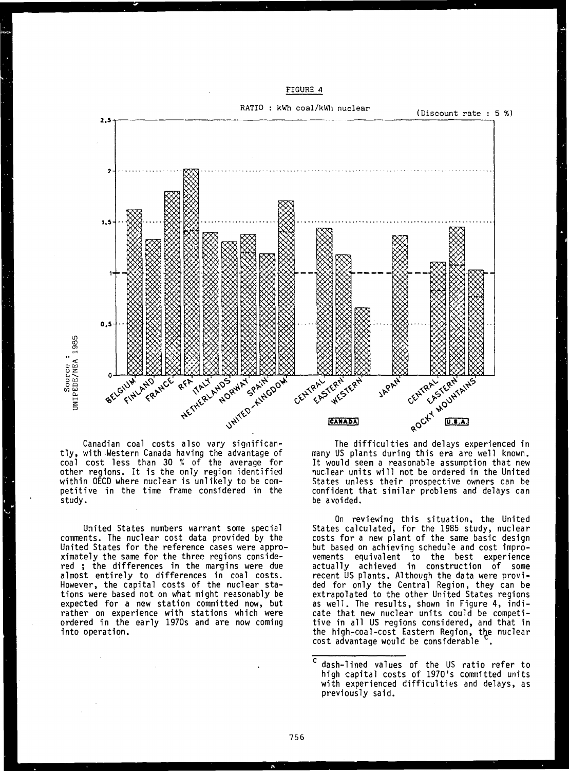FIGURE 4

RATIO : kWh coal/kWh nuclear (Discount rate : 5 %)

Source : UNIPEDE/NEA 1985

Canadian coal costs also vary significantly, with Western Canada having the advantage of coal cost less than 30 % of the average for other regions. It is the only region identified within OECD where nuclear is unlikely to be competitive in the time frame considered in the study.

United States numbers warrant some special comments. The nuclear cost data provided by the United States for the reference cases were approximately the same for the three regions considered ; the differences in the margins were due almost entirely to differences in coal costs. However, the capital costs of the nuclear stations were based not on what might reasonably be expected for a new station committed now, but rather on experience with stations which were ordered in the early 1970s and are now coming into operation.

The difficulties and delays experienced in many US plants during this era are well known. It would seem a reasonable assumption that new nuclear units will not be ordered in the United States unless their prospective owners can be confident that similar problems and delays can be avoided.

On reviewing this situation, the United States calculated, for the 1985 study, nuclear costs for a new plant of the same basic design but based on achieving schedule and cost improvements equivalent to the best experience actually achieved in construction of some recent US plants. Although the data were provided for only the Central Region, they can be extrapolated to the other United States regions as well. The results, shown in Figure 4, indicate that new nuclear units could be competitive in all US regions considered, and that in the high-coal-cost Eastern Region, the nuclear cost advantage would be considerable [c].

[c] dash-lined values of the US ratio refer to high capital costs of 1970's committed units with experienced difficulties and delays, as previously said.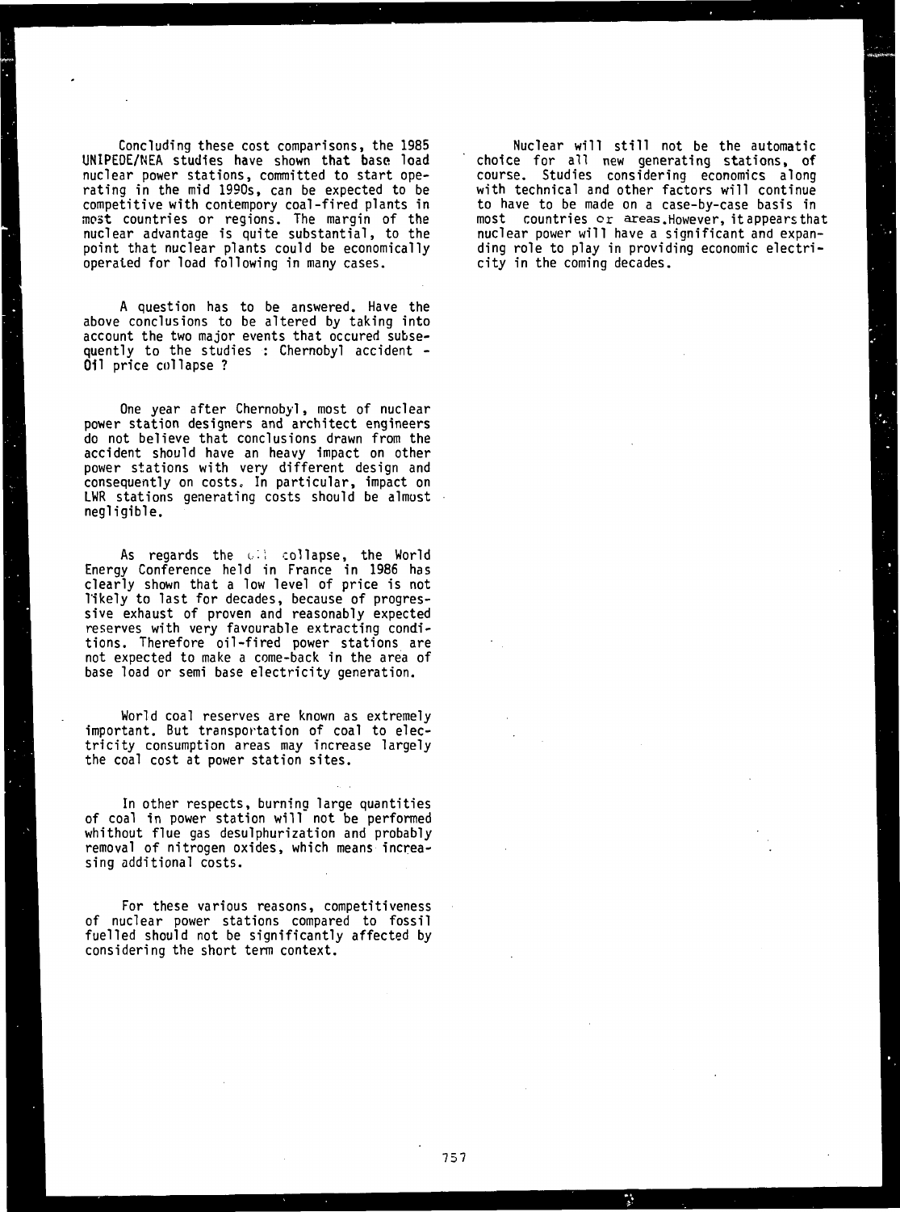Concluding these cost comparisons, the 1985 UNIPEDE/NEA studies have shown that base load nuclear power stations, committed to start operating in the mid 1990s, can be expected to be competitive with contempory coal-fired plants in most countries or regions. The margin of the nuclear advantage is quite substantial, to the point that nuclear plants could be economically operated for load following in many cases.

A question has to be answered. Have the above conclusions to be altered by taking into account the two major events that occured subsequently to the studies : Chernobyl accident - Oil price collapse ?

One year after Chernobyl, most of nuclear power station designers and architect engineers do not believe that conclusions drawn from the accident should have an heavy impact on other power stations with very different design and consequently on costs. In particular, impact on LWR stations generating costs should be almost negligible.

As regards the oil collapse, the World Energy Conference held in France in 1986 has clearly shown that a low level of price is not likely to last for decades, because of progressive exhaust of proven and reasonably expected reserves with very favourable extracting conditions. Therefore oil-fired power stations are not expected to make a come-back in the area of base load or semi base electricity generation.

World coal reserves are known as extremely important. But transportation of coal to electricity consumption areas may increase largely the coal cost at power station sites.

In other respects, burning large quantities of coal in power station will not be performed whithout flue gas desulphurization and probably removal of nitrogen oxides, which means increasing additional costs.

For these various reasons, competitiveness of nuclear power stations compared to fossil fuelled should not be significantly affected by considering the short term context.

Nuclear will still not be the automatic choice for all new generating stations, of course. Studies considering economics along with technical and other factors will continue to have to be made on a case-by-case basis in most countries or areas. However, it appears that nuclear power will have a significant and expanding role to play in providing economic electricity in the coming decades.